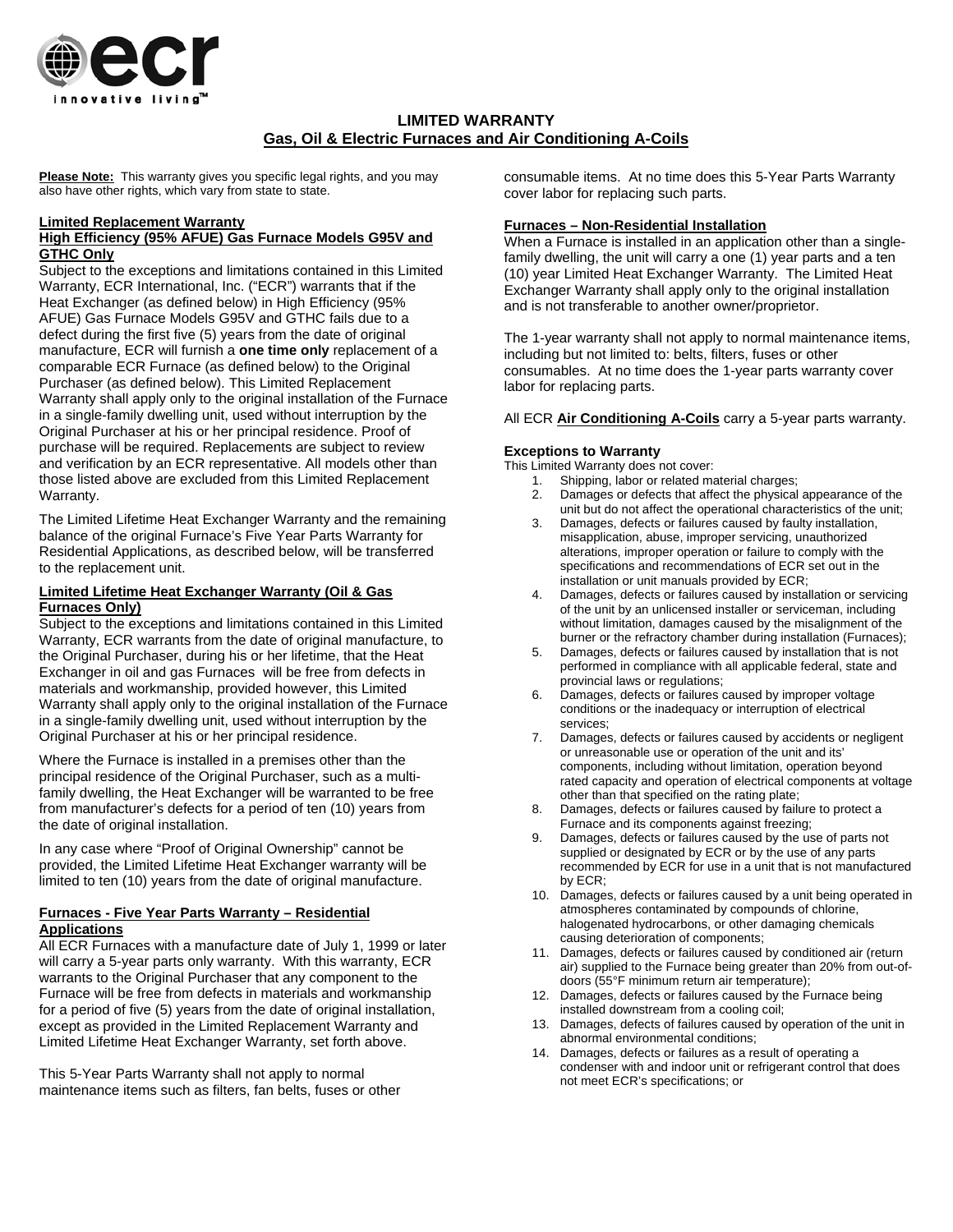ecr
innovative living™

# LIMITED WARRANTY

## Gas, Oil & Electric Furnaces and Air Conditioning A-Coils

**Please Note:** This warranty gives you specific legal rights, and you may also have other rights, which vary from state to state.

### Limited Replacement Warranty
### High Efficiency (95% AFUE) Gas Furnace Models G95V and GTHC Only

Subject to the exceptions and limitations contained in this Limited Warranty, ECR International, Inc. ("ECR") warrants that if the Heat Exchanger (as defined below) in High Efficiency (95% AFUE) Gas Furnace Models G95V and GTHC fails due to a defect during the first five (5) years from the date of original manufacture, ECR will furnish a **one time only** replacement of a comparable ECR Furnace (as defined below) to the Original Purchaser (as defined below). This Limited Replacement Warranty shall apply only to the original installation of the Furnace in a single-family dwelling unit, used without interruption by the Original Purchaser at his or her principal residence. Proof of purchase will be required. Replacements are subject to review and verification by an ECR representative. All models other than those listed above are excluded from this Limited Replacement Warranty.

The Limited Lifetime Heat Exchanger Warranty and the remaining balance of the original Furnace's Five Year Parts Warranty for Residential Applications, as described below, will be transferred to the replacement unit.

### Limited Lifetime Heat Exchanger Warranty (Oil & Gas Furnaces Only)

Subject to the exceptions and limitations contained in this Limited Warranty, ECR warrants from the date of original manufacture, to the Original Purchaser, during his or her lifetime, that the Heat Exchanger in oil and gas Furnaces will be free from defects in materials and workmanship, provided however, this Limited Warranty shall apply only to the original installation of the Furnace in a single-family dwelling unit, used without interruption by the Original Purchaser at his or her principal residence.

Where the Furnace is installed in a premises other than the principal residence of the Original Purchaser, such as a multi-family dwelling, the Heat Exchanger will be warranted to be free from manufacturer's defects for a period of ten (10) years from the date of original installation.

In any case where "Proof of Original Ownership" cannot be provided, the Limited Lifetime Heat Exchanger warranty will be limited to ten (10) years from the date of original manufacture.

### Furnaces - Five Year Parts Warranty – Residential Applications

All ECR Furnaces with a manufacture date of July 1, 1999 or later will carry a 5-year parts only warranty. With this warranty, ECR warrants to the Original Purchaser that any component to the Furnace will be free from defects in materials and workmanship for a period of five (5) years from the date of original installation, except as provided in the Limited Replacement Warranty and Limited Lifetime Heat Exchanger Warranty, set forth above.

This 5-Year Parts Warranty shall not apply to normal maintenance items such as filters, fan belts, fuses or other consumable items. At no time does this 5-Year Parts Warranty cover labor for replacing such parts.

### Furnaces – Non-Residential Installation

When a Furnace is installed in an application other than a single-family dwelling, the unit will carry a one (1) year parts and a ten (10) year Limited Heat Exchanger Warranty. The Limited Heat Exchanger Warranty shall apply only to the original installation and is not transferable to another owner/proprietor.

The 1-year warranty shall not apply to normal maintenance items, including but not limited to: belts, filters, fuses or other consumables. At no time does the 1-year parts warranty cover labor for replacing parts.

All ECR **Air Conditioning A-Coils** carry a 5-year parts warranty.

### Exceptions to Warranty

This Limited Warranty does not cover:

1. Shipping, labor or related material charges;
2. Damages or defects that affect the physical appearance of the unit but do not affect the operational characteristics of the unit;
3. Damages, defects or failures caused by faulty installation, misapplication, abuse, improper servicing, unauthorized alterations, improper operation or failure to comply with the specifications and recommendations of ECR set out in the installation or unit manuals provided by ECR;
4. Damages, defects or failures caused by installation or servicing of the unit by an unlicensed installer or serviceman, including without limitation, damages caused by the misalignment of the burner or the refractory chamber during installation (Furnaces);
5. Damages, defects or failures caused by installation that is not performed in compliance with all applicable federal, state and provincial laws or regulations;
6. Damages, defects or failures caused by improper voltage conditions or the inadequacy or interruption of electrical services;
7. Damages, defects or failures caused by accidents or negligent or unreasonable use or operation of the unit and its' components, including without limitation, operation beyond rated capacity and operation of electrical components at voltage other than that specified on the rating plate;
8. Damages, defects or failures caused by failure to protect a Furnace and its components against freezing;
9. Damages, defects or failures caused by the use of parts not supplied or designated by ECR or by the use of any parts recommended by ECR for use in a unit that is not manufactured by ECR;
10. Damages, defects or failures caused by a unit being operated in atmospheres contaminated by compounds of chlorine, halogenated hydrocarbons, or other damaging chemicals causing deterioration of components;
11. Damages, defects or failures caused by conditioned air (return air) supplied to the Furnace being greater than 20% from out-of-doors (55°F minimum return air temperature);
12. Damages, defects or failures caused by the Furnace being installed downstream from a cooling coil;
13. Damages, defects of failures caused by operation of the unit in abnormal environmental conditions;
14. Damages, defects or failures as a result of operating a condenser with and indoor unit or refrigerant control that does not meet ECR's specifications; or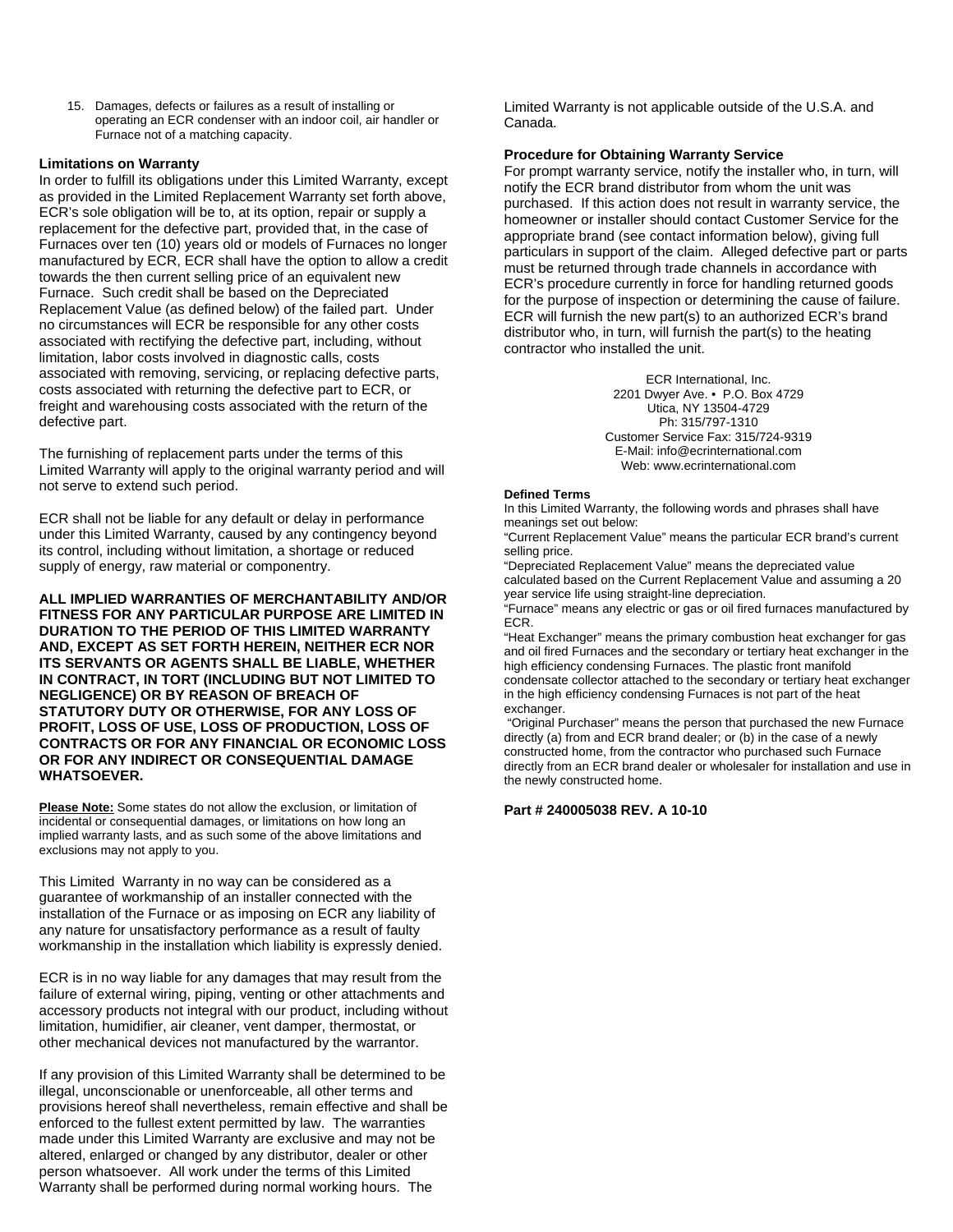15. Damages, defects or failures as a result of installing or operating an ECR condenser with an indoor coil, air handler or Furnace not of a matching capacity.

**Limitations on Warranty**

In order to fulfill its obligations under this Limited Warranty, except as provided in the Limited Replacement Warranty set forth above, ECR's sole obligation will be to, at its option, repair or supply a replacement for the defective part, provided that, in the case of Furnaces over ten (10) years old or models of Furnaces no longer manufactured by ECR, ECR shall have the option to allow a credit towards the then current selling price of an equivalent new Furnace. Such credit shall be based on the Depreciated Replacement Value (as defined below) of the failed part. Under no circumstances will ECR be responsible for any other costs associated with rectifying the defective part, including, without limitation, labor costs involved in diagnostic calls, costs associated with removing, servicing, or replacing defective parts, costs associated with returning the defective part to ECR, or freight and warehousing costs associated with the return of the defective part.

The furnishing of replacement parts under the terms of this Limited Warranty will apply to the original warranty period and will not serve to extend such period.

ECR shall not be liable for any default or delay in performance under this Limited Warranty, caused by any contingency beyond its control, including without limitation, a shortage or reduced supply of energy, raw material or componentry.

**ALL IMPLIED WARRANTIES OF MERCHANTABILITY AND/OR FITNESS FOR ANY PARTICULAR PURPOSE ARE LIMITED IN DURATION TO THE PERIOD OF THIS LIMITED WARRANTY AND, EXCEPT AS SET FORTH HEREIN, NEITHER ECR NOR ITS SERVANTS OR AGENTS SHALL BE LIABLE, WHETHER IN CONTRACT, IN TORT (INCLUDING BUT NOT LIMITED TO NEGLIGENCE) OR BY REASON OF BREACH OF STATUTORY DUTY OR OTHERWISE, FOR ANY LOSS OF PROFIT, LOSS OF USE, LOSS OF PRODUCTION, LOSS OF CONTRACTS OR FOR ANY FINANCIAL OR ECONOMIC LOSS OR FOR ANY INDIRECT OR CONSEQUENTIAL DAMAGE WHATSOEVER.**

**Please Note:** Some states do not allow the exclusion, or limitation of incidental or consequential damages, or limitations on how long an implied warranty lasts, and as such some of the above limitations and exclusions may not apply to you.

This Limited Warranty in no way can be considered as a guarantee of workmanship of an installer connected with the installation of the Furnace or as imposing on ECR any liability of any nature for unsatisfactory performance as a result of faulty workmanship in the installation which liability is expressly denied.

ECR is in no way liable for any damages that may result from the failure of external wiring, piping, venting or other attachments and accessory products not integral with our product, including without limitation, humidifier, air cleaner, vent damper, thermostat, or other mechanical devices not manufactured by the warrantor.

If any provision of this Limited Warranty shall be determined to be illegal, unconscionable or unenforceable, all other terms and provisions hereof shall nevertheless, remain effective and shall be enforced to the fullest extent permitted by law. The warranties made under this Limited Warranty are exclusive and may not be altered, enlarged or changed by any distributor, dealer or other person whatsoever. All work under the terms of this Limited Warranty shall be performed during normal working hours. The Limited Warranty is not applicable outside of the U.S.A. and Canada.

**Procedure for Obtaining Warranty Service**

For prompt warranty service, notify the installer who, in turn, will notify the ECR brand distributor from whom the unit was purchased. If this action does not result in warranty service, the homeowner or installer should contact Customer Service for the appropriate brand (see contact information below), giving full particulars in support of the claim. Alleged defective part or parts must be returned through trade channels in accordance with ECR's procedure currently in force for handling returned goods for the purpose of inspection or determining the cause of failure. ECR will furnish the new part(s) to an authorized ECR's brand distributor who, in turn, will furnish the part(s) to the heating contractor who installed the unit.

ECR International, Inc.
2201 Dwyer Ave. • P.O. Box 4729
Utica, NY 13504-4729
Ph: 315/797-1310
Customer Service Fax: 315/724-9319
E-Mail: info@ecrinternational.com
Web: www.ecrinternational.com

**Defined Terms**

In this Limited Warranty, the following words and phrases shall have meanings set out below:

"Current Replacement Value" means the particular ECR brand's current selling price.

"Depreciated Replacement Value" means the depreciated value calculated based on the Current Replacement Value and assuming a 20 year service life using straight-line depreciation.

"Furnace" means any electric or gas or oil fired furnaces manufactured by ECR.

"Heat Exchanger" means the primary combustion heat exchanger for gas and oil fired Furnaces and the secondary or tertiary heat exchanger in the high efficiency condensing Furnaces. The plastic front manifold condensate collector attached to the secondary or tertiary heat exchanger in the high efficiency condensing Furnaces is not part of the heat exchanger.

"Original Purchaser" means the person that purchased the new Furnace directly (a) from and ECR brand dealer; or (b) in the case of a newly constructed home, from the contractor who purchased such Furnace directly from an ECR brand dealer or wholesaler for installation and use in the newly constructed home.

**Part # 240005038 REV. A 10-10**